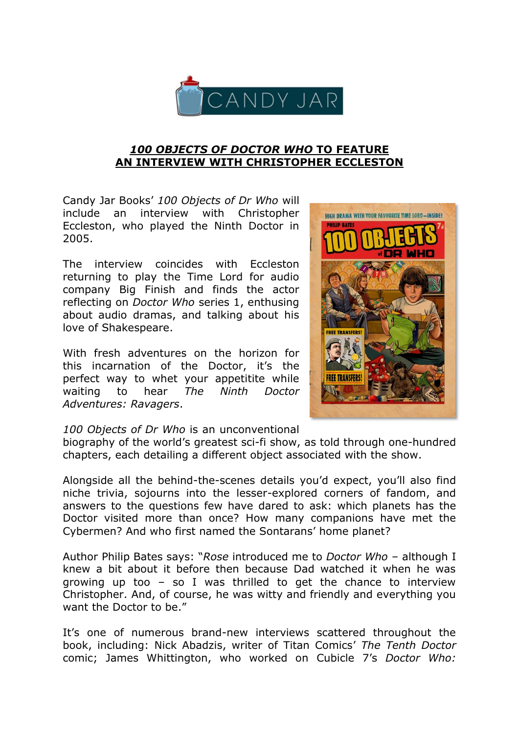CANDY JAR

# ***100 OBJECTS OF DOCTOR WHO*** **TO FEATURE AN INTERVIEW WITH CHRISTOPHER ECCLESTON**

Candy Jar Books' *100 Objects of Dr Who* will include an interview with Christopher Eccleston, who played the Ninth Doctor in 2005.

The interview coincides with Eccleston returning to play the Time Lord for audio company Big Finish and finds the actor reflecting on *Doctor Who* series 1, enthusing about audio dramas, and talking about his love of Shakespeare.

With fresh adventures on the horizon for this incarnation of the Doctor, it's the perfect way to whet your appetitite while waiting to hear *The Ninth Doctor Adventures: Ravagers*.

*100 Objects of Dr Who* is an unconventional biography of the world's greatest sci-fi show, as told through one-hundred chapters, each detailing a different object associated with the show.

Alongside all the behind-the-scenes details you'd expect, you'll also find niche trivia, sojourns into the lesser-explored corners of fandom, and answers to the questions few have dared to ask: which planets has the Doctor visited more than once? How many companions have met the Cybermen? And who first named the Sontarans' home planet?

Author Philip Bates says: "*Rose* introduced me to *Doctor Who* – although I knew a bit about it before then because Dad watched it when he was growing up too – so I was thrilled to get the chance to interview Christopher. And, of course, he was witty and friendly and everything you want the Doctor to be."

It's one of numerous brand-new interviews scattered throughout the book, including: Nick Abadzis, writer of Titan Comics' *The Tenth Doctor* comic; James Whittington, who worked on Cubicle 7's *Doctor Who:*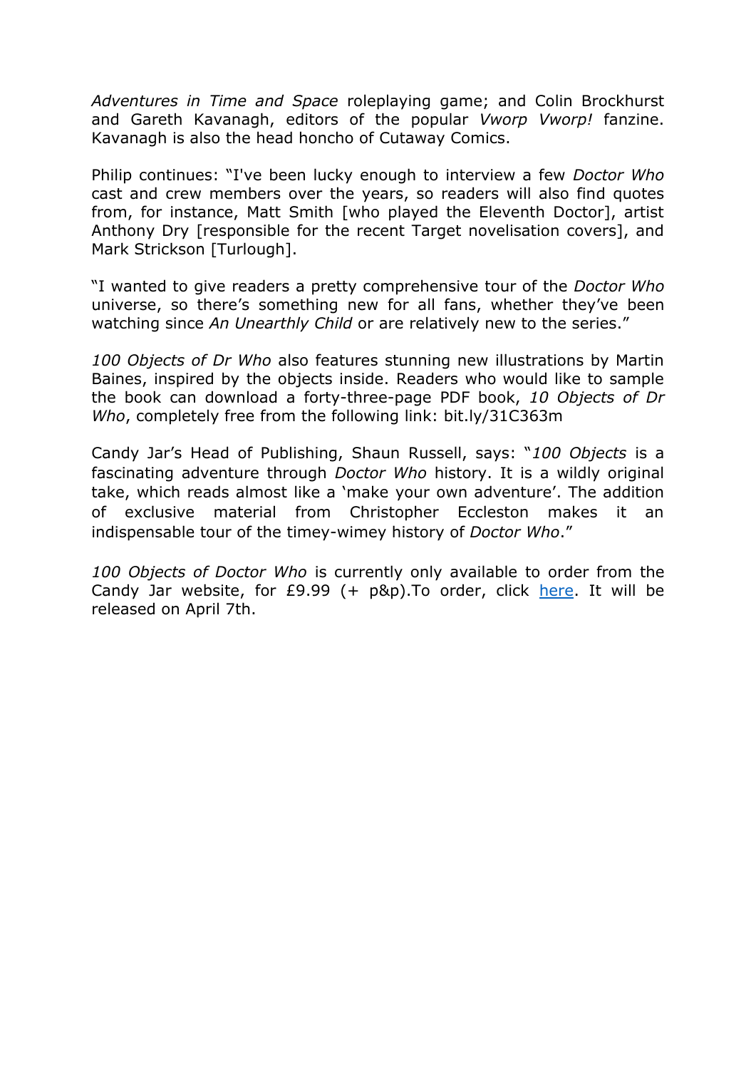*Adventures in Time and Space* roleplaying game; and Colin Brockhurst and Gareth Kavanagh, editors of the popular *Vworp Vworp!* fanzine. Kavanagh is also the head honcho of Cutaway Comics.

Philip continues: "I've been lucky enough to interview a few *Doctor Who* cast and crew members over the years, so readers will also find quotes from, for instance, Matt Smith [who played the Eleventh Doctor], artist Anthony Dry [responsible for the recent Target novelisation covers], and Mark Strickson [Turlough].

"I wanted to give readers a pretty comprehensive tour of the *Doctor Who* universe, so there's something new for all fans, whether they've been watching since *An Unearthly Child* or are relatively new to the series."

*100 Objects of Dr Who* also features stunning new illustrations by Martin Baines, inspired by the objects inside. Readers who would like to sample the book can download a forty-three-page PDF book, *10 Objects of Dr Who*, completely free from the following link: bit.ly/31C363m

Candy Jar's Head of Publishing, Shaun Russell, says: "*100 Objects* is a fascinating adventure through *Doctor Who* history. It is a wildly original take, which reads almost like a 'make your own adventure'. The addition of exclusive material from Christopher Eccleston makes it an indispensable tour of the timey-wimey history of *Doctor Who*."

*100 Objects of Doctor Who* is currently only available to order from the Candy Jar website, for £9.99 (+ p&p).To order, click here. It will be released on April 7th.